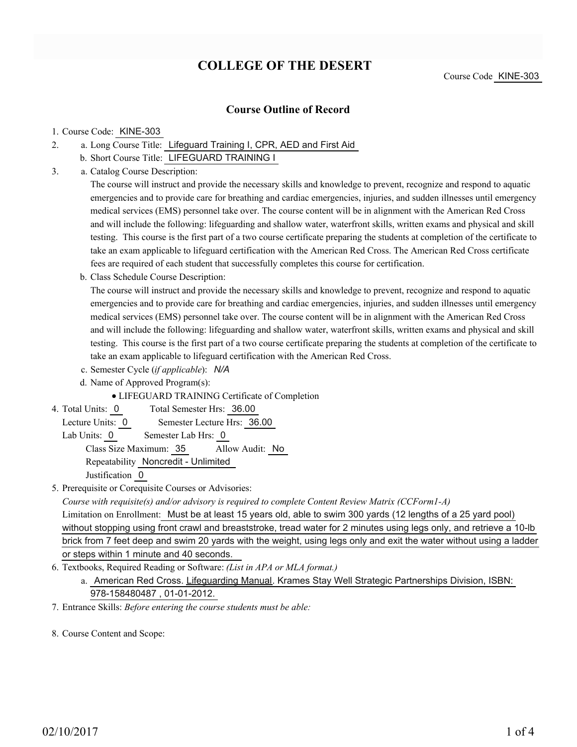# COLLEGE OF THE DESERT

Course Code KINE-303

## Course Outline of Record

1. Course Code: KINE-303
2. a. Long Course Title: Lifeguard Training I, CPR, AED and First Aid
   b. Short Course Title: LIFEGUARD TRAINING I
3. a. Catalog Course Description:

   The course will instruct and provide the necessary skills and knowledge to prevent, recognize and respond to aquatic emergencies and to provide care for breathing and cardiac emergencies, injuries, and sudden illnesses until emergency medical services (EMS) personnel take over. The course content will be in alignment with the American Red Cross and will include the following: lifeguarding and shallow water, waterfront skills, written exams and physical and skill testing. This course is the first part of a two course certificate preparing the students at completion of the certificate to take an exam applicable to lifeguard certification with the American Red Cross. The American Red Cross certificate fees are required of each student that successfully completes this course for certification.

   b. Class Schedule Course Description:

   The course will instruct and provide the necessary skills and knowledge to prevent, recognize and respond to aquatic emergencies and to provide care for breathing and cardiac emergencies, injuries, and sudden illnesses until emergency medical services (EMS) personnel take over. The course content will be in alignment with the American Red Cross and will include the following: lifeguarding and shallow water, waterfront skills, written exams and physical and skill testing. This course is the first part of a two course certificate preparing the students at completion of the certificate to take an exam applicable to lifeguard certification with the American Red Cross.

   c. Semester Cycle (*if applicable*): *N/A*

   d. Name of Approved Program(s):

   - LIFEGUARD TRAINING Certificate of Completion

4. Total Units: 0 Total Semester Hrs: 36.00

   Lecture Units: 0 Semester Lecture Hrs: 36.00

   Lab Units: 0 Semester Lab Hrs: 0

   Class Size Maximum: 35 Allow Audit: No

   Repeatability Noncredit - Unlimited

   Justification 0

5. Prerequisite or Corequisite Courses or Advisories:

   *Course with requisite(s) and/or advisory is required to complete Content Review Matrix (CCForm1-A)*

   Limitation on Enrollment: Must be at least 15 years old, able to swim 300 yards (12 lengths of a 25 yard pool) without stopping using front crawl and breaststroke, tread water for 2 minutes using legs only, and retrieve a 10-lb brick from 7 feet deep and swim 20 yards with the weight, using legs only and exit the water without using a ladder or steps within 1 minute and 40 seconds.

6. Textbooks, Required Reading or Software: *(List in APA or MLA format.)*

   a. American Red Cross. Lifeguarding Manual. Krames Stay Well Strategic Partnerships Division, ISBN: 978-158480487 , 01-01-2012.

7. Entrance Skills: *Before entering the course students must be able:*

8. Course Content and Scope: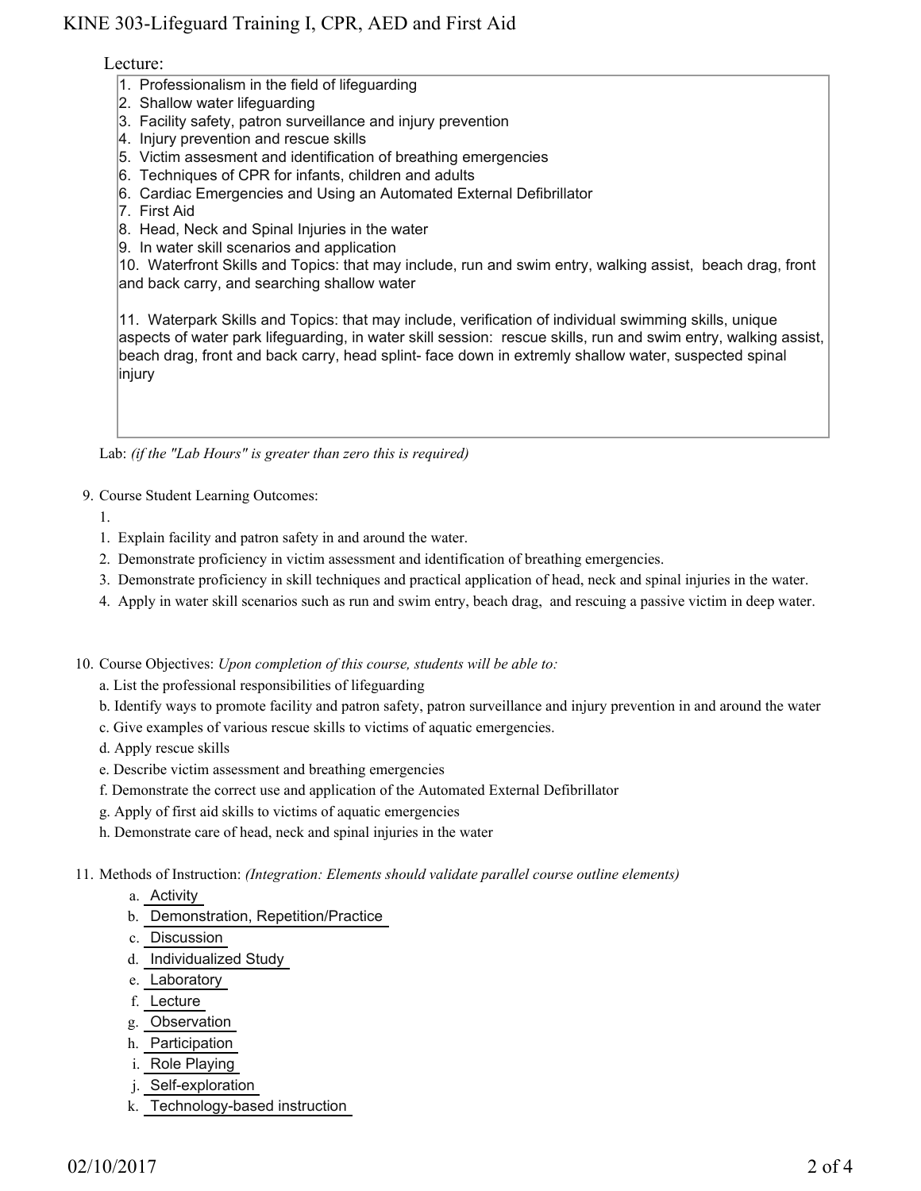Lecture:

1. Professionalism in the field of lifeguarding
2. Shallow water lifeguarding
3. Facility safety, patron surveillance and injury prevention
4. Injury prevention and rescue skills
5. Victim assesment and identification of breathing emergencies
6. Techniques of CPR for infants, children and adults
6. Cardiac Emergencies and Using an Automated External Defibrillator
7. First Aid
8. Head, Neck and Spinal Injuries in the water
9. In water skill scenarios and application
10. Waterfront Skills and Topics: that may include, run and swim entry, walking assist, beach drag, front and back carry, and searching shallow water

11. Waterpark Skills and Topics: that may include, verification of individual swimming skills, unique aspects of water park lifeguarding, in water skill session: rescue skills, run and swim entry, walking assist, beach drag, front and back carry, head splint- face down in extremly shallow water, suspected spinal injury

Lab: *(if the "Lab Hours" is greater than zero this is required)*

9. Course Student Learning Outcomes:

   1.
   1. Explain facility and patron safety in and around the water.
   2. Demonstrate proficiency in victim assessment and identification of breathing emergencies.
   3. Demonstrate proficiency in skill techniques and practical application of head, neck and spinal injuries in the water.
   4. Apply in water skill scenarios such as run and swim entry, beach drag, and rescuing a passive victim in deep water.

10. Course Objectives: *Upon completion of this course, students will be able to:*

    a. List the professional responsibilities of lifeguarding
    b. Identify ways to promote facility and patron safety, patron surveillance and injury prevention in and around the water
    c. Give examples of various rescue skills to victims of aquatic emergencies.
    d. Apply rescue skills
    e. Describe victim assessment and breathing emergencies
    f. Demonstrate the correct use and application of the Automated External Defibrillator
    g. Apply of first aid skills to victims of aquatic emergencies
    h. Demonstrate care of head, neck and spinal injuries in the water

11. Methods of Instruction: *(Integration: Elements should validate parallel course outline elements)*

    a. Activity
    b. Demonstration, Repetition/Practice
    c. Discussion
    d. Individualized Study
    e. Laboratory
    f. Lecture
    g. Observation
    h. Participation
    i. Role Playing
    j. Self-exploration
    k. Technology-based instruction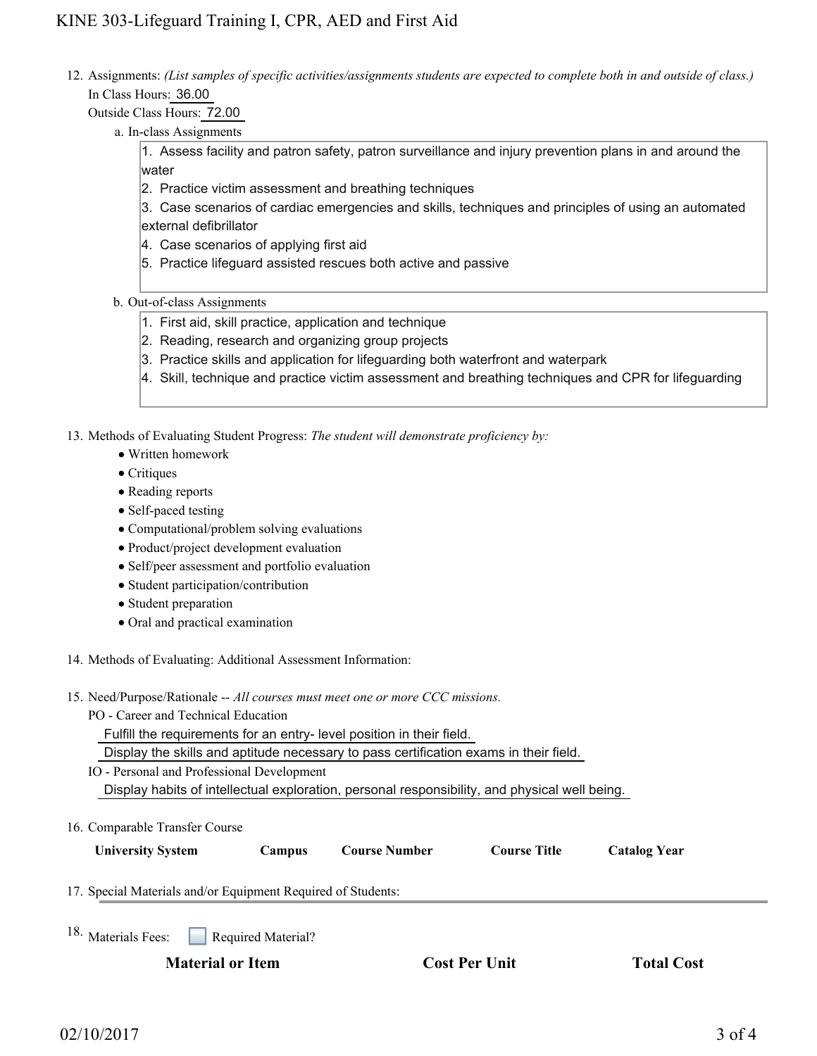12. Assignments: *(List samples of specific activities/assignments students are expected to complete both in and outside of class.)*

    In Class Hours: 36.00

    Outside Class Hours: 72.00

    a. In-class Assignments

    1. Assess facility and patron safety, patron surveillance and injury prevention plans in and around the water
    2. Practice victim assessment and breathing techniques
    3. Case scenarios of cardiac emergencies and skills, techniques and principles of using an automated external defibrillator
    4. Case scenarios of applying first aid
    5. Practice lifeguard assisted rescues both active and passive

    b. Out-of-class Assignments

    1. First aid, skill practice, application and technique
    2. Reading, research and organizing group projects
    3. Practice skills and application for lifeguarding both waterfront and waterpark
    4. Skill, technique and practice victim assessment and breathing techniques and CPR for lifeguarding

13. Methods of Evaluating Student Progress: *The student will demonstrate proficiency by:*
    - Written homework
    - Critiques
    - Reading reports
    - Self-paced testing
    - Computational/problem solving evaluations
    - Product/project development evaluation
    - Self/peer assessment and portfolio evaluation
    - Student participation/contribution
    - Student preparation
    - Oral and practical examination

14. Methods of Evaluating: Additional Assessment Information:

15. Need/Purpose/Rationale -- *All courses must meet one or more CCC missions.*

    PO - Career and Technical Education

    Fulfill the requirements for an entry- level position in their field.

    Display the skills and aptitude necessary to pass certification exams in their field.

    IO - Personal and Professional Development

    Display habits of intellectual exploration, personal responsibility, and physical well being.

16. Comparable Transfer Course

| University System | Campus | Course Number | Course Title | Catalog Year |
|---|---|---|---|---|

17. Special Materials and/or Equipment Required of Students:

18. Materials Fees: ☐ Required Material?

| Material or Item | Cost Per Unit | Total Cost |
|---|---|---|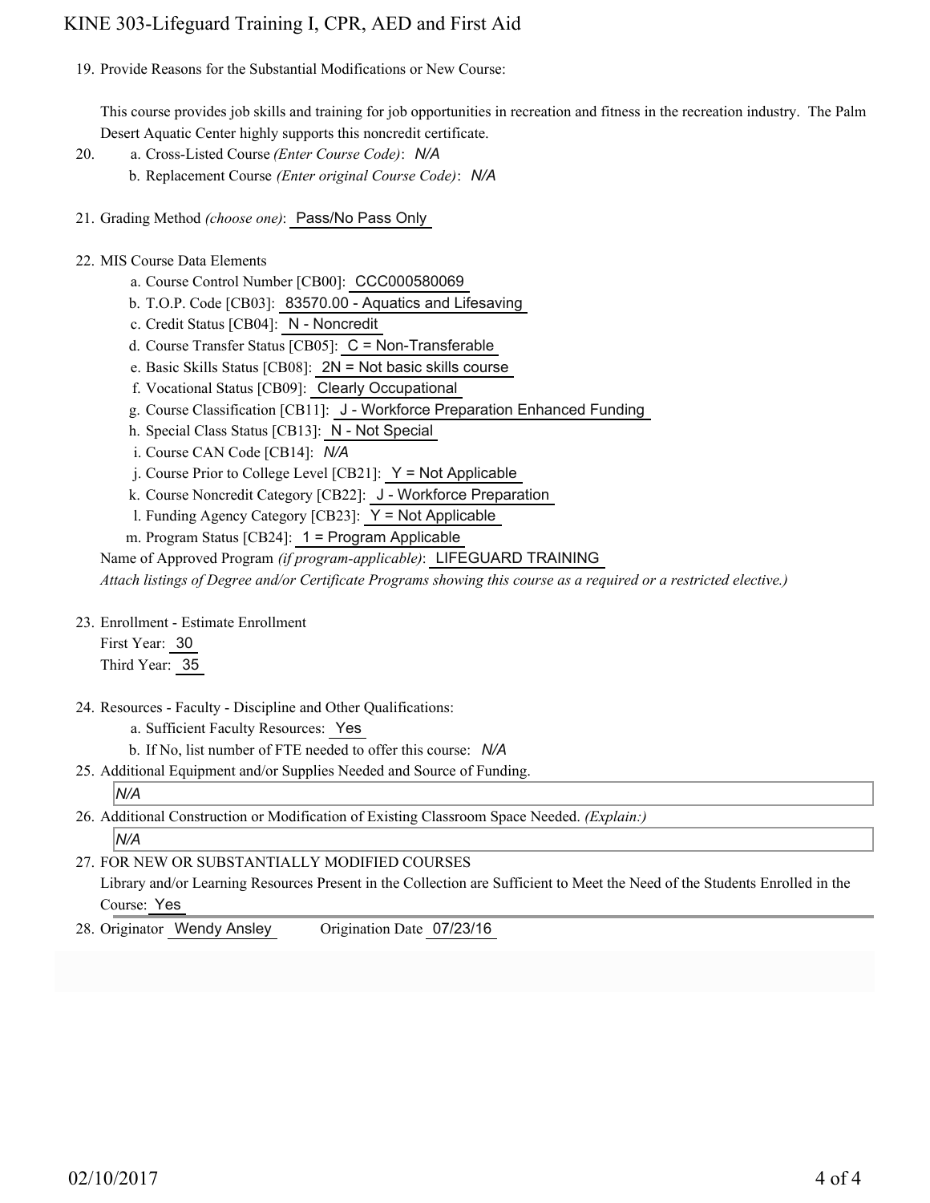19. Provide Reasons for the Substantial Modifications or New Course:

    This course provides job skills and training for job opportunities in recreation and fitness in the recreation industry. The Palm Desert Aquatic Center highly supports this noncredit certificate.

20. a. Cross-Listed Course *(Enter Course Code)*: *N/A*
    b. Replacement Course *(Enter original Course Code)*: *N/A*

21. Grading Method *(choose one)*: Pass/No Pass Only

22. MIS Course Data Elements
    a. Course Control Number [CB00]: CCC000580069
    b. T.O.P. Code [CB03]: 83570.00 - Aquatics and Lifesaving
    c. Credit Status [CB04]: N - Noncredit
    d. Course Transfer Status [CB05]: C = Non-Transferable
    e. Basic Skills Status [CB08]: 2N = Not basic skills course
    f. Vocational Status [CB09]: Clearly Occupational
    g. Course Classification [CB11]: J - Workforce Preparation Enhanced Funding
    h. Special Class Status [CB13]: N - Not Special
    i. Course CAN Code [CB14]: *N/A*
    j. Course Prior to College Level [CB21]: Y = Not Applicable
    k. Course Noncredit Category [CB22]: J - Workforce Preparation
    l. Funding Agency Category [CB23]: Y = Not Applicable
    m. Program Status [CB24]: 1 = Program Applicable

    Name of Approved Program *(if program-applicable)*: LIFEGUARD TRAINING

    *Attach listings of Degree and/or Certificate Programs showing this course as a required or a restricted elective.)*

23. Enrollment - Estimate Enrollment
    First Year: 30
    Third Year: 35

24. Resources - Faculty - Discipline and Other Qualifications:
    a. Sufficient Faculty Resources: Yes
    b. If No, list number of FTE needed to offer this course: *N/A*

25. Additional Equipment and/or Supplies Needed and Source of Funding.

    *N/A*

26. Additional Construction or Modification of Existing Classroom Space Needed. *(Explain:)*

    *N/A*

27. FOR NEW OR SUBSTANTIALLY MODIFIED COURSES
    Library and/or Learning Resources Present in the Collection are Sufficient to Meet the Need of the Students Enrolled in the Course: Yes

28. Originator Wendy Ansley Origination Date 07/23/16